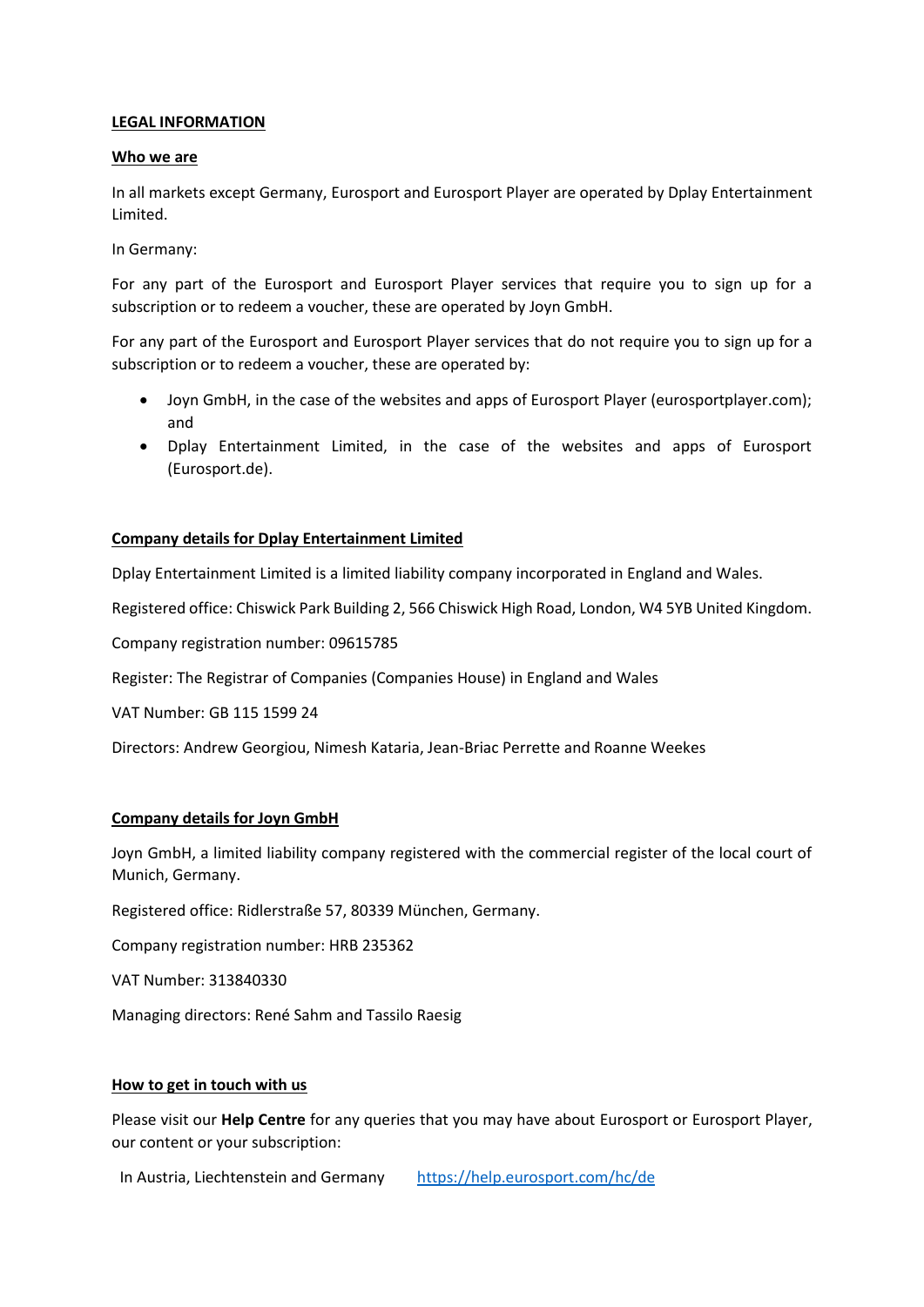**LEGAL INFORMATION**

**Who we are**

In all markets except Germany, Eurosport and Eurosport Player are operated by Dplay Entertainment Limited.

In Germany:

For any part of the Eurosport and Eurosport Player services that require you to sign up for a subscription or to redeem a voucher, these are operated by Joyn GmbH.

For any part of the Eurosport and Eurosport Player services that do not require you to sign up for a subscription or to redeem a voucher, these are operated by:

- Joyn GmbH, in the case of the websites and apps of Eurosport Player (eurosportplayer.com); and
- Dplay Entertainment Limited, in the case of the websites and apps of Eurosport (Eurosport.de).

**Company details for Dplay Entertainment Limited**

Dplay Entertainment Limited is a limited liability company incorporated in England and Wales.

Registered office: Chiswick Park Building 2, 566 Chiswick High Road, London, W4 5YB United Kingdom.

Company registration number: 09615785

Register: The Registrar of Companies (Companies House) in England and Wales

VAT Number: GB 115 1599 24

Directors: Andrew Georgiou, Nimesh Kataria, Jean-Briac Perrette and Roanne Weekes

**Company details for Joyn GmbH**

Joyn GmbH, a limited liability company registered with the commercial register of the local court of Munich, Germany.

Registered office: Ridlerstraße 57, 80339 München, Germany.

Company registration number: HRB 235362

VAT Number: 313840330

Managing directors: René Sahm and Tassilo Raesig

**How to get in touch with us**

Please visit our **Help Centre** for any queries that you may have about Eurosport or Eurosport Player, our content or your subscription:

| In Austria, Liechtenstein and Germany | https://help.eurosport.com/hc/de |
|---|---|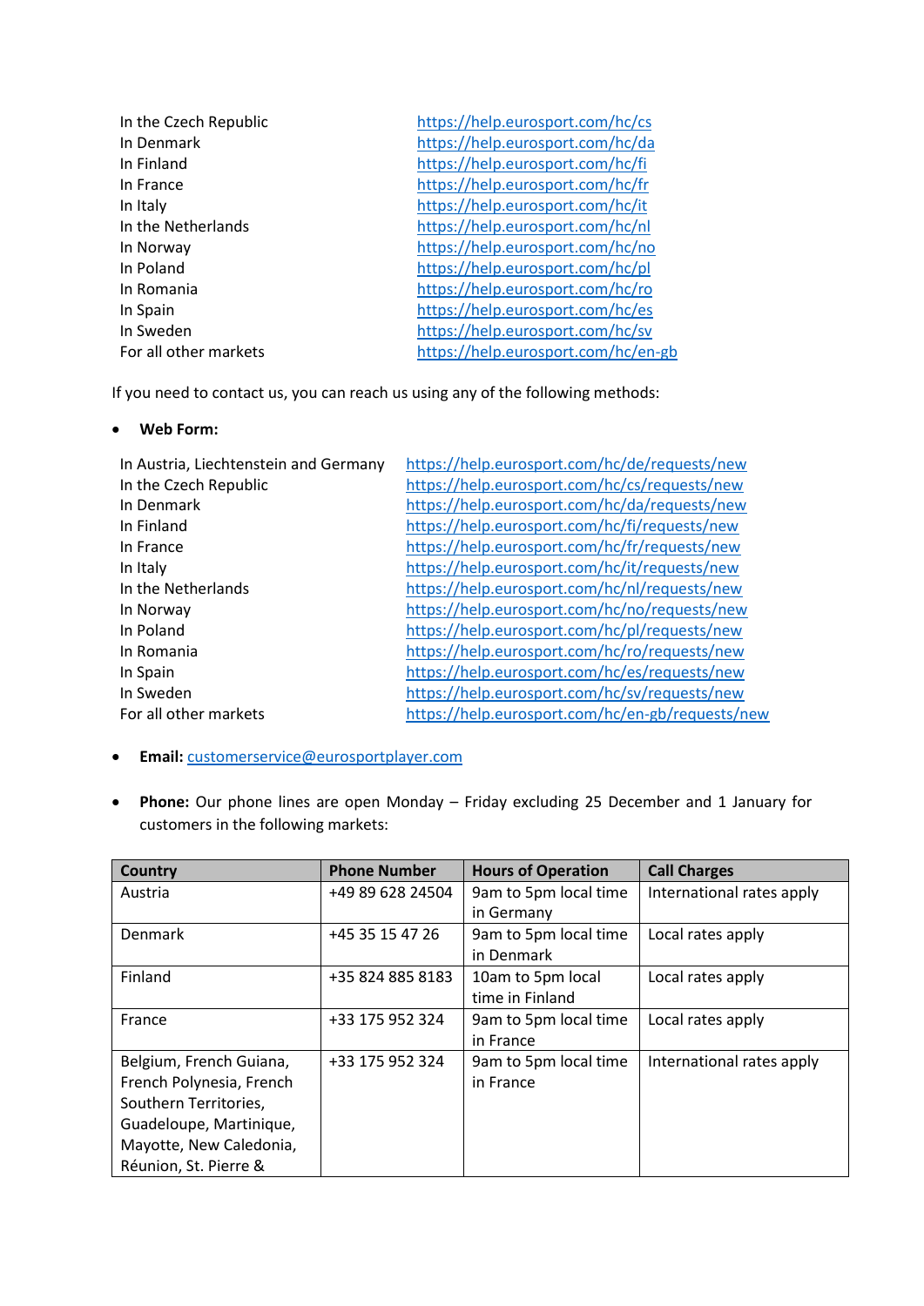| | |
|---|---|
| In the Czech Republic | https://help.eurosport.com/hc/cs |
| In Denmark | https://help.eurosport.com/hc/da |
| In Finland | https://help.eurosport.com/hc/fi |
| In France | https://help.eurosport.com/hc/fr |
| In Italy | https://help.eurosport.com/hc/it |
| In the Netherlands | https://help.eurosport.com/hc/nl |
| In Norway | https://help.eurosport.com/hc/no |
| In Poland | https://help.eurosport.com/hc/pl |
| In Romania | https://help.eurosport.com/hc/ro |
| In Spain | https://help.eurosport.com/hc/es |
| In Sweden | https://help.eurosport.com/hc/sv |
| For all other markets | https://help.eurosport.com/hc/en-gb |

If you need to contact us, you can reach us using any of the following methods:

- **Web Form:**

| | |
|---|---|
| In Austria, Liechtenstein and Germany | https://help.eurosport.com/hc/de/requests/new |
| In the Czech Republic | https://help.eurosport.com/hc/cs/requests/new |
| In Denmark | https://help.eurosport.com/hc/da/requests/new |
| In Finland | https://help.eurosport.com/hc/fi/requests/new |
| In France | https://help.eurosport.com/hc/fr/requests/new |
| In Italy | https://help.eurosport.com/hc/it/requests/new |
| In the Netherlands | https://help.eurosport.com/hc/nl/requests/new |
| In Norway | https://help.eurosport.com/hc/no/requests/new |
| In Poland | https://help.eurosport.com/hc/pl/requests/new |
| In Romania | https://help.eurosport.com/hc/ro/requests/new |
| In Spain | https://help.eurosport.com/hc/es/requests/new |
| In Sweden | https://help.eurosport.com/hc/sv/requests/new |
| For all other markets | https://help.eurosport.com/hc/en-gb/requests/new |

- **Email:** customerservice@eurosportplayer.com

- **Phone:** Our phone lines are open Monday – Friday excluding 25 December and 1 January for customers in the following markets:

| Country | Phone Number | Hours of Operation | Call Charges |
|---|---|---|---|
| Austria | +49 89 628 24504 | 9am to 5pm local time in Germany | International rates apply |
| Denmark | +45 35 15 47 26 | 9am to 5pm local time in Denmark | Local rates apply |
| Finland | +35 824 885 8183 | 10am to 5pm local time in Finland | Local rates apply |
| France | +33 175 952 324 | 9am to 5pm local time in France | Local rates apply |
| Belgium, French Guiana, French Polynesia, French Southern Territories, Guadeloupe, Martinique, Mayotte, New Caledonia, Réunion, St. Pierre & | +33 175 952 324 | 9am to 5pm local time in France | International rates apply |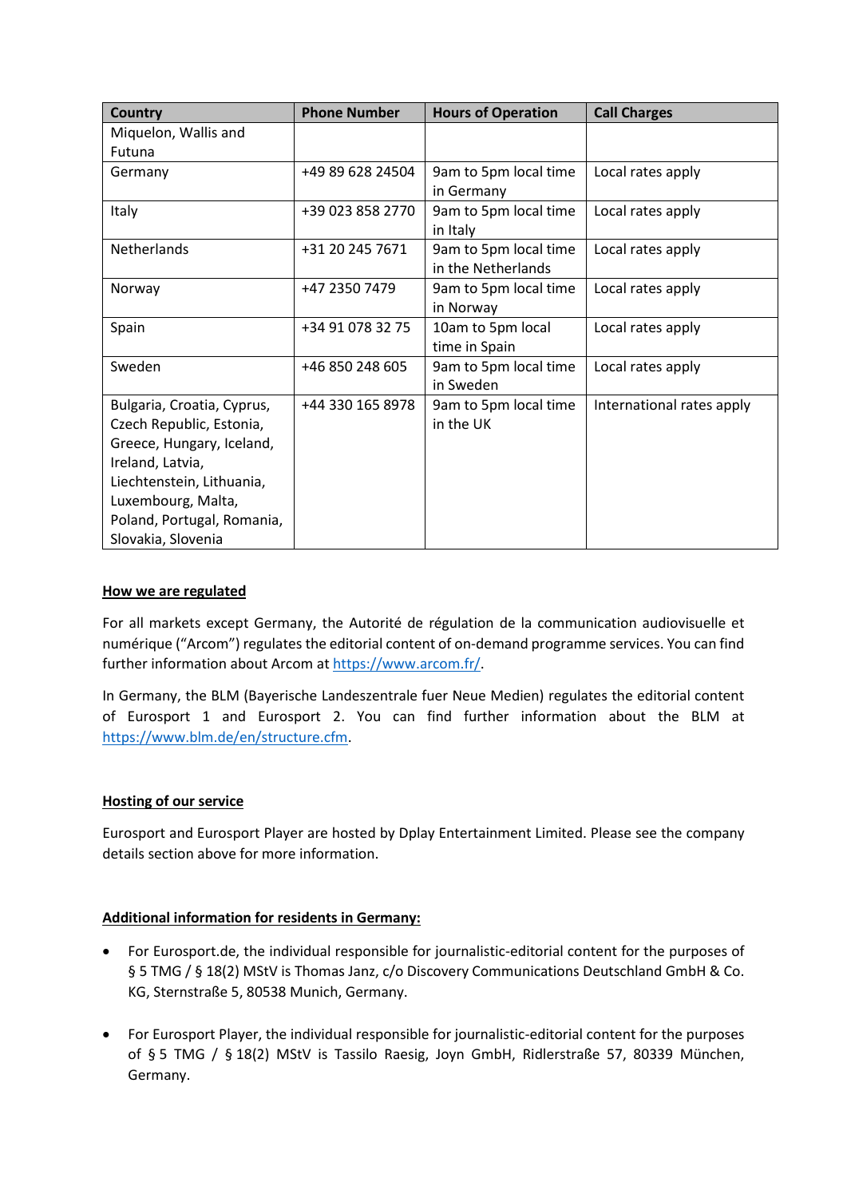| Country | Phone Number | Hours of Operation | Call Charges |
|---|---|---|---|
| Miquelon, Wallis and Futuna | | | |
| Germany | +49 89 628 24504 | 9am to 5pm local time in Germany | Local rates apply |
| Italy | +39 023 858 2770 | 9am to 5pm local time in Italy | Local rates apply |
| Netherlands | +31 20 245 7671 | 9am to 5pm local time in the Netherlands | Local rates apply |
| Norway | +47 2350 7479 | 9am to 5pm local time in Norway | Local rates apply |
| Spain | +34 91 078 32 75 | 10am to 5pm local time in Spain | Local rates apply |
| Sweden | +46 850 248 605 | 9am to 5pm local time in Sweden | Local rates apply |
| Bulgaria, Croatia, Cyprus, Czech Republic, Estonia, Greece, Hungary, Iceland, Ireland, Latvia, Liechtenstein, Lithuania, Luxembourg, Malta, Poland, Portugal, Romania, Slovakia, Slovenia | +44 330 165 8978 | 9am to 5pm local time in the UK | International rates apply |

**How we are regulated**

For all markets except Germany, the Autorité de régulation de la communication audiovisuelle et numérique ("Arcom") regulates the editorial content of on-demand programme services. You can find further information about Arcom at https://www.arcom.fr/.

In Germany, the BLM (Bayerische Landeszentrale fuer Neue Medien) regulates the editorial content of Eurosport 1 and Eurosport 2. You can find further information about the BLM at https://www.blm.de/en/structure.cfm.

**Hosting of our service**

Eurosport and Eurosport Player are hosted by Dplay Entertainment Limited. Please see the company details section above for more information.

**Additional information for residents in Germany:**

- For Eurosport.de, the individual responsible for journalistic-editorial content for the purposes of § 5 TMG / § 18(2) MStV is Thomas Janz, c/o Discovery Communications Deutschland GmbH & Co. KG, Sternstraße 5, 80538 Munich, Germany.

- For Eurosport Player, the individual responsible for journalistic-editorial content for the purposes of § 5 TMG / § 18(2) MStV is Tassilo Raesig, Joyn GmbH, Ridlerstraße 57, 80339 München, Germany.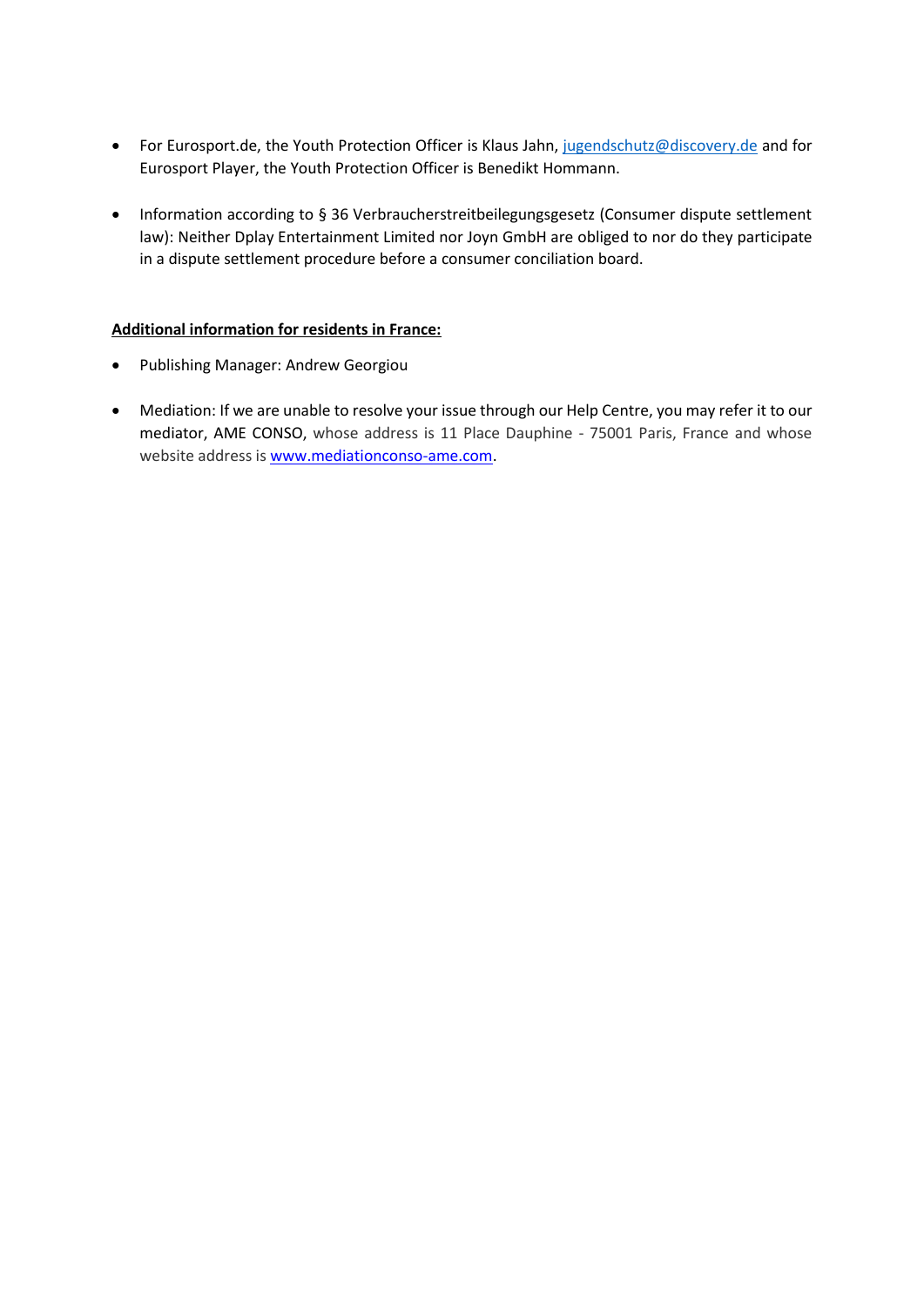- For Eurosport.de, the Youth Protection Officer is Klaus Jahn, jugendschutz@discovery.de and for Eurosport Player, the Youth Protection Officer is Benedikt Hommann.
- Information according to § 36 Verbraucherstreitbeilegungsgesetz (Consumer dispute settlement law): Neither Dplay Entertainment Limited nor Joyn GmbH are obliged to nor do they participate in a dispute settlement procedure before a consumer conciliation board.

**Additional information for residents in France:**

- Publishing Manager: Andrew Georgiou
- Mediation: If we are unable to resolve your issue through our Help Centre, you may refer it to our mediator, AME CONSO, whose address is 11 Place Dauphine - 75001 Paris, France and whose website address is www.mediationconso-ame.com.